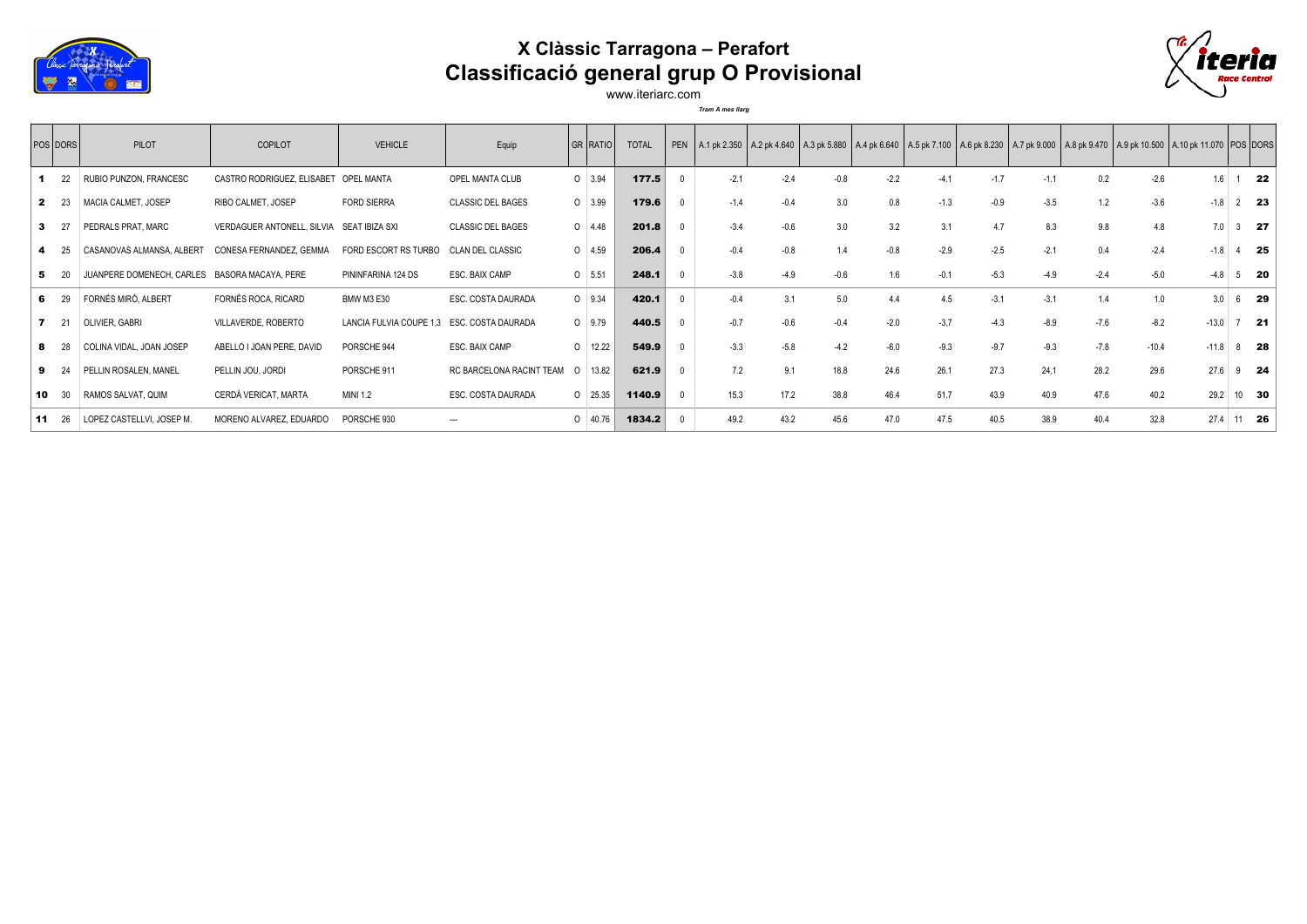# X Clàssic Tarragona – Perafort
# Classificació general grup O Provisional

www.iteriarc.com

***Tram A mes llarg***

| POS | DORS | PILOT | COPILOT | VEHICLE | Equip | GR | RATIO | TOTAL | PEN | A.1 pk 2.350 | A.2 pk 4.640 | A.3 pk 5.880 | A.4 pk 6.640 | A.5 pk 7.100 | A.6 pk 8.230 | A.7 pk 9.000 | A.8 pk 9.470 | A.9 pk 10.500 | A.10 pk 11.070 | POS | DORS |
|---|---|---|---|---|---|---|---|---|---|---|---|---|---|---|---|---|---|---|---|---|---|
| **1** | 22 | RUBIO PUNZON, FRANCESC | CASTRO RODRIGUEZ, ELISABET | OPEL MANTA | OPEL MANTA CLUB | O | 3.94 | **177.5** | 0 | -2.1 | -2.4 | -0.8 | -2.2 | -4.1 | -1.7 | -1.1 | 0.2 | -2.6 | 1.6 | 1 | **22** |
| **2** | 23 | MACIA CALMET, JOSEP | RIBO CALMET, JOSEP | FORD SIERRA | CLASSIC DEL BAGES | O | 3.99 | **179.6** | 0 | -1.4 | -0.4 | 3.0 | 0.8 | -1.3 | -0.9 | -3.5 | 1.2 | -3.6 | -1.8 | 2 | **23** |
| **3** | 27 | PEDRALS PRAT, MARC | VERDAGUER ANTONELL, SILVIA | SEAT IBIZA SXI | CLASSIC DEL BAGES | O | 4.48 | **201.8** | 0 | -3.4 | -0.6 | 3.0 | 3.2 | 3.1 | 4.7 | 8.3 | 9.8 | 4.8 | 7.0 | 3 | **27** |
| **4** | 25 | CASANOVAS ALMANSA, ALBERT | CONESA FERNANDEZ, GEMMA | FORD ESCORT RS TURBO | CLAN DEL CLASSIC | O | 4.59 | **206.4** | 0 | -0.4 | -0.8 | 1.4 | -0.8 | -2.9 | -2.5 | -2.1 | 0.4 | -2.4 | -1.8 | 4 | **25** |
| **5** | 20 | JUANPERE DOMENECH, CARLES | BASORA MACAYA, PERE | PININFARINA 124 DS | ESC. BAIX CAMP | O | 5.51 | **248.1** | 0 | -3.8 | -4.9 | -0.6 | 1.6 | -0.1 | -5.3 | -4.9 | -2.4 | -5.0 | -4.8 | 5 | **20** |
| **6** | 29 | FORNÉS MIRÓ, ALBERT | FORNÉS ROCA, RICARD | BMW M3 E30 | ESC. COSTA DAURADA | O | 9.34 | **420.1** | 0 | -0.4 | 3.1 | 5.0 | 4.4 | 4.5 | -3.1 | -3.1 | 1.4 | 1.0 | 3.0 | 6 | **29** |
| **7** | 21 | OLIVIER, GABRI | VILLAVERDE, ROBERTO | LANCIA FULVIA COUPE 1,3 | ESC. COSTA DAURADA | O | 9.79 | **440.5** | 0 | -0.7 | -0.6 | -0.4 | -2.0 | -3.7 | -4.3 | -8.9 | -7.6 | -8.2 | -13.0 | 7 | **21** |
| **8** | 28 | COLINA VIDAL, JOAN JOSEP | ABELLO I JOAN PERE, DAVID | PORSCHE 944 | ESC. BAIX CAMP | O | 12.22 | **549.9** | 0 | -3.3 | -5.8 | -4.2 | -6.0 | -9.3 | -9.7 | -9.3 | -7.8 | -10.4 | -11.8 | 8 | **28** |
| **9** | 24 | PELLIN ROSALEN, MANEL | PELLIN JOU, JORDI | PORSCHE 911 | RC BARCELONA RACINT TEAM | O | 13.82 | **621.9** | 0 | 7.2 | 9.1 | 18.8 | 24.6 | 26.1 | 27.3 | 24.1 | 28.2 | 29.6 | 27.6 | 9 | **24** |
| **10** | 30 | RAMOS SALVAT, QUIM | CERDÀ VERICAT, MARTA | MINI 1.2 | ESC. COSTA DAURADA | O | 25.35 | **1140.9** | 0 | 15.3 | 17.2 | 38.8 | 46.4 | 51.7 | 43.9 | 40.9 | 47.6 | 40.2 | 29.2 | 10 | **30** |
| **11** | 26 | LOPEZ CASTELLVI, JOSEP M. | MORENO ALVAREZ, EDUARDO | PORSCHE 930 | --- | O | 40.76 | **1834.2** | 0 | 49.2 | 43.2 | 45.6 | 47.0 | 47.5 | 40.5 | 38.9 | 40.4 | 32.8 | 27.4 | 11 | **26** |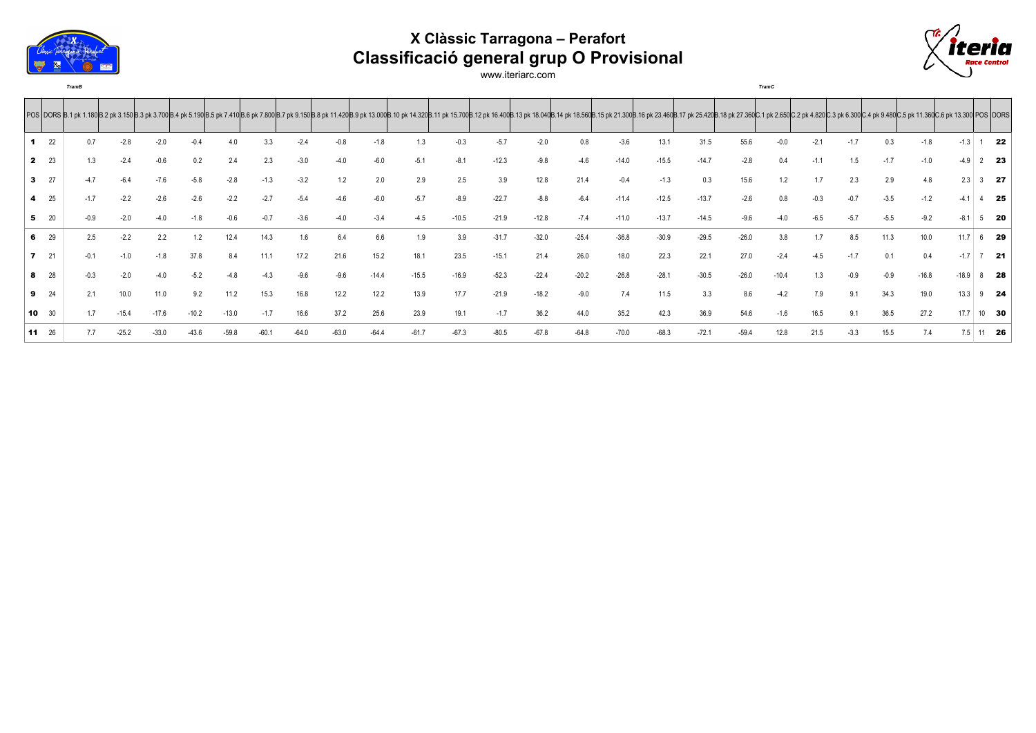# X Clàssic Tarragona – Perafort

## Classificació general grup O Provisional

www.iteriarc.com

*TramB* *TramC*

| POS | DORS | B.1 pk 1.180 | B.2 pk 3.150 | B.3 pk 3.700 | B.4 pk 5.190 | B.5 pk 7.410 | B.6 pk 7.800 | B.7 pk 9.150 | B.8 pk 11.420 | B.9 pk 13.000 | B.10 pk 14.320 | B.11 pk 15.700 | B.12 pk 16.400 | B.13 pk 18.040 | B.14 pk 18.560 | B.15 pk 21.300 | B.16 pk 23.460 | B.17 pk 25.420 | B.18 pk 27.360 | C.1 pk 2.650 | C.2 pk 4.820 | C.3 pk 6.300 | C.4 pk 9.480 | C.5 pk 11.360 | C.6 pk 13.300 | POS | DORS |
|---|---|---|---|---|---|---|---|---|---|---|---|---|---|---|---|---|---|---|---|---|---|---|---|---|---|---|---|
| **1** | 22 | 0.7 | -2.8 | -2.0 | -0.4 | 4.0 | 3.3 | -2.4 | -0.8 | -1.8 | 1.3 | -0.3 | -5.7 | -2.0 | 0.8 | -3.6 | 13.1 | 31.5 | 55.6 | -0.0 | -2.1 | -1.7 | 0.3 | -1.8 | -1.3 | 1 | **22** |
| **2** | 23 | 1.3 | -2.4 | -0.6 | 0.2 | 2.4 | 2.3 | -3.0 | -4.0 | -6.0 | -5.1 | -8.1 | -12.3 | -9.8 | -4.6 | -14.0 | -15.5 | -14.7 | -2.8 | 0.4 | -1.1 | 1.5 | -1.7 | -1.0 | -4.9 | 2 | **23** |
| **3** | 27 | -4.7 | -6.4 | -7.6 | -5.8 | -2.8 | -1.3 | -3.2 | 1.2 | 2.0 | 2.9 | 2.5 | 3.9 | 12.8 | 21.4 | -0.4 | -1.3 | 0.3 | 15.6 | 1.2 | 1.7 | 2.3 | 2.9 | 4.8 | 2.3 | 3 | **27** |
| **4** | 25 | -1.7 | -2.2 | -2.6 | -2.6 | -2.2 | -2.7 | -5.4 | -4.6 | -6.0 | -5.7 | -8.9 | -22.7 | -8.8 | -6.4 | -11.4 | -12.5 | -13.7 | -2.6 | 0.8 | -0.3 | -0.7 | -3.5 | -1.2 | -4.1 | 4 | **25** |
| **5** | 20 | -0.9 | -2.0 | -4.0 | -1.8 | -0.6 | -0.7 | -3.6 | -4.0 | -3.4 | -4.5 | -10.5 | -21.9 | -12.8 | -7.4 | -11.0 | -13.7 | -14.5 | -9.6 | -4.0 | -6.5 | -5.7 | -5.5 | -9.2 | -8.1 | 5 | **20** |
| **6** | 29 | 2.5 | -2.2 | 2.2 | 1.2 | 12.4 | 14.3 | 1.6 | 6.4 | 6.6 | 1.9 | 3.9 | -31.7 | -32.0 | -25.4 | -36.8 | -30.9 | -29.5 | -26.0 | 3.8 | 1.7 | 8.5 | 11.3 | 10.0 | 11.7 | 6 | **29** |
| **7** | 21 | -0.1 | -1.0 | -1.8 | 37.8 | 8.4 | 11.1 | 17.2 | 21.6 | 15.2 | 18.1 | 23.5 | -15.1 | 21.4 | 26.0 | 18.0 | 22.3 | 22.1 | 27.0 | -2.4 | -4.5 | -1.7 | 0.1 | 0.4 | -1.7 | 7 | **21** |
| **8** | 28 | -0.3 | -2.0 | -4.0 | -5.2 | -4.8 | -4.3 | -9.6 | -9.6 | -14.4 | -15.5 | -16.9 | -52.3 | -22.4 | -20.2 | -26.8 | -28.1 | -30.5 | -26.0 | -10.4 | 1.3 | -0.9 | -0.9 | -16.8 | -18.9 | 8 | **28** |
| **9** | 24 | 2.1 | 10.0 | 11.0 | 9.2 | 11.2 | 15.3 | 16.8 | 12.2 | 12.2 | 13.9 | 17.7 | -21.9 | -18.2 | -9.0 | 7.4 | 11.5 | 3.3 | 8.6 | -4.2 | 7.9 | 9.1 | 34.3 | 19.0 | 13.3 | 9 | **24** |
| **10** | 30 | 1.7 | -15.4 | -17.6 | -10.2 | -13.0 | -1.7 | 16.6 | 37.2 | 25.6 | 23.9 | 19.1 | -1.7 | 36.2 | 44.0 | 35.2 | 42.3 | 36.9 | 54.6 | -1.6 | 16.5 | 9.1 | 36.5 | 27.2 | 17.7 | 10 | **30** |
| **11** | 26 | 7.7 | -25.2 | -33.0 | -43.6 | -59.8 | -60.1 | -64.0 | -63.0 | -64.4 | -61.7 | -67.3 | -80.5 | -67.8 | -64.8 | -70.0 | -68.3 | -72.1 | -59.4 | 12.8 | 21.5 | -3.3 | 15.5 | 7.4 | 7.5 | 11 | **26** |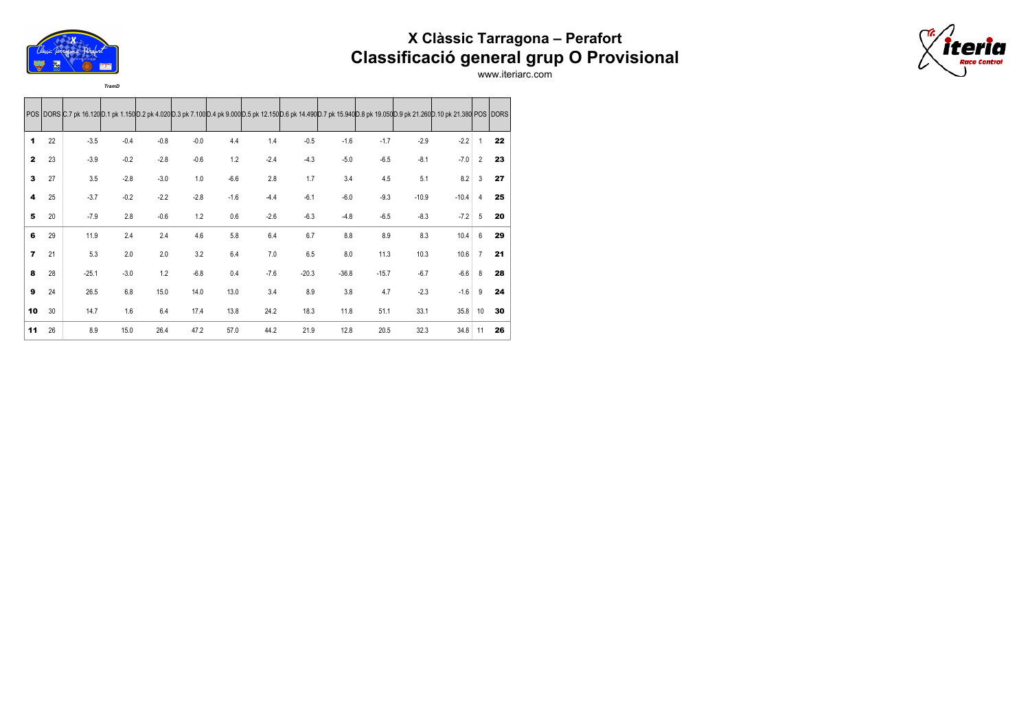# X Clàssic Tarragona – Perafort

## Classificació general grup O Provisional

www.iteriarc.com

*TramD*

| POS | DORS | C.7 pk 16.120 | D.1 pk 1.150 | D.2 pk 4.020 | D.3 pk 7.100 | D.4 pk 9.000 | D.5 pk 12.150 | D.6 pk 14.490 | D.7 pk 15.940 | D.8 pk 19.050 | D.9 pk 21.260 | D.10 pk 21.380 | POS | DORS |
|---|---|---|---|---|---|---|---|---|---|---|---|---|---|---|
| **1** | 22 | -3.5 | -0.4 | -0.8 | -0.0 | 4.4 | 1.4 | -0.5 | -1.6 | -1.7 | -2.9 | -2.2 | 1 | **22** |
| **2** | 23 | -3.9 | -0.2 | -2.8 | -0.6 | 1.2 | -2.4 | -4.3 | -5.0 | -6.5 | -8.1 | -7.0 | 2 | **23** |
| **3** | 27 | 3.5 | -2.8 | -3.0 | 1.0 | -6.6 | 2.8 | 1.7 | 3.4 | 4.5 | 5.1 | 8.2 | 3 | **27** |
| **4** | 25 | -3.7 | -0.2 | -2.2 | -2.8 | -1.6 | -4.4 | -6.1 | -6.0 | -9.3 | -10.9 | -10.4 | 4 | **25** |
| **5** | 20 | -7.9 | 2.8 | -0.6 | 1.2 | 0.6 | -2.6 | -6.3 | -4.8 | -6.5 | -8.3 | -7.2 | 5 | **20** |
| **6** | 29 | 11.9 | 2.4 | 2.4 | 4.6 | 5.8 | 6.4 | 6.7 | 8.8 | 8.9 | 8.3 | 10.4 | 6 | **29** |
| **7** | 21 | 5.3 | 2.0 | 2.0 | 3.2 | 6.4 | 7.0 | 6.5 | 8.0 | 11.3 | 10.3 | 10.6 | 7 | **21** |
| **8** | 28 | -25.1 | -3.0 | 1.2 | -6.8 | 0.4 | -7.6 | -20.3 | -36.8 | -15.7 | -6.7 | -6.6 | 8 | **28** |
| **9** | 24 | 26.5 | 6.8 | 15.0 | 14.0 | 13.0 | 3.4 | 8.9 | 3.8 | 4.7 | -2.3 | -1.6 | 9 | **24** |
| **10** | 30 | 14.7 | 1.6 | 6.4 | 17.4 | 13.8 | 24.2 | 18.3 | 11.8 | 51.1 | 33.1 | 35.8 | 10 | **30** |
| **11** | 26 | 8.9 | 15.0 | 26.4 | 47.2 | 57.0 | 44.2 | 21.9 | 12.8 | 20.5 | 32.3 | 34.8 | 11 | **26** |